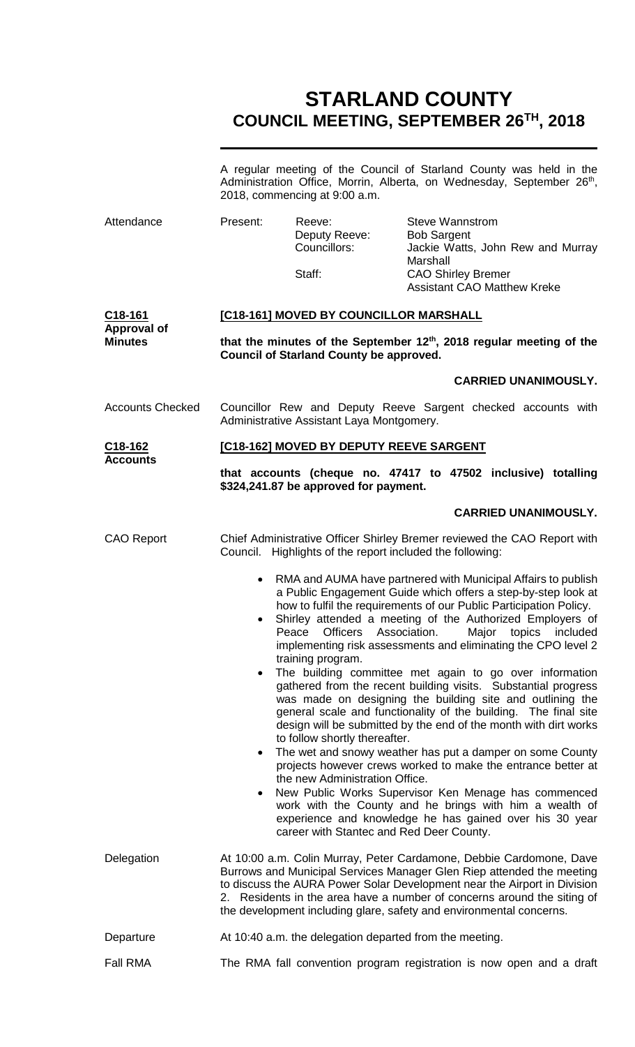# STARLAND COUNTY
## COUNCIL MEETING, SEPTEMBER 26TH, 2018

A regular meeting of the Council of Starland County was held in the Administration Office, Morrin, Alberta, on Wednesday, September 26th, 2018, commencing at 9:00 a.m.

**Attendance**

| Present: | Reeve: | Steve Wannstrom |
|---|---|---|
| | Deputy Reeve: | Bob Sargent |
| | Councillors: | Jackie Watts, John Rew and Murray Marshall |
| | Staff: | CAO Shirley Bremer<br>Assistant CAO Matthew Kreke |

**C18-161 Approval of Minutes**

**[C18-161] MOVED BY COUNCILLOR MARSHALL**

**that the minutes of the September 12th, 2018 regular meeting of the Council of Starland County be approved.**

**CARRIED UNANIMOUSLY.**

**Accounts Checked**

Councillor Rew and Deputy Reeve Sargent checked accounts with Administrative Assistant Laya Montgomery.

**C18-162 Accounts**

**[C18-162] MOVED BY DEPUTY REEVE SARGENT**

**that accounts (cheque no. 47417 to 47502 inclusive) totalling $324,241.87 be approved for payment.**

**CARRIED UNANIMOUSLY.**

**CAO Report**

Chief Administrative Officer Shirley Bremer reviewed the CAO Report with Council. Highlights of the report included the following:

- RMA and AUMA have partnered with Municipal Affairs to publish a Public Engagement Guide which offers a step-by-step look at how to fulfil the requirements of our Public Participation Policy.
- Shirley attended a meeting of the Authorized Employers of Peace Officers Association. Major topics included implementing risk assessments and eliminating the CPO level 2 training program.
- The building committee met again to go over information gathered from the recent building visits. Substantial progress was made on designing the building site and outlining the general scale and functionality of the building. The final site design will be submitted by the end of the month with dirt works to follow shortly thereafter.
- The wet and snowy weather has put a damper on some County projects however crews worked to make the entrance better at the new Administration Office.
- New Public Works Supervisor Ken Menage has commenced work with the County and he brings with him a wealth of experience and knowledge he has gained over his 30 year career with Stantec and Red Deer County.

**Delegation**

At 10:00 a.m. Colin Murray, Peter Cardamone, Debbie Cardomone, Dave Burrows and Municipal Services Manager Glen Riep attended the meeting to discuss the AURA Power Solar Development near the Airport in Division 2. Residents in the area have a number of concerns around the siting of the development including glare, safety and environmental concerns.

**Departure**

At 10:40 a.m. the delegation departed from the meeting.

**Fall RMA**

The RMA fall convention program registration is now open and a draft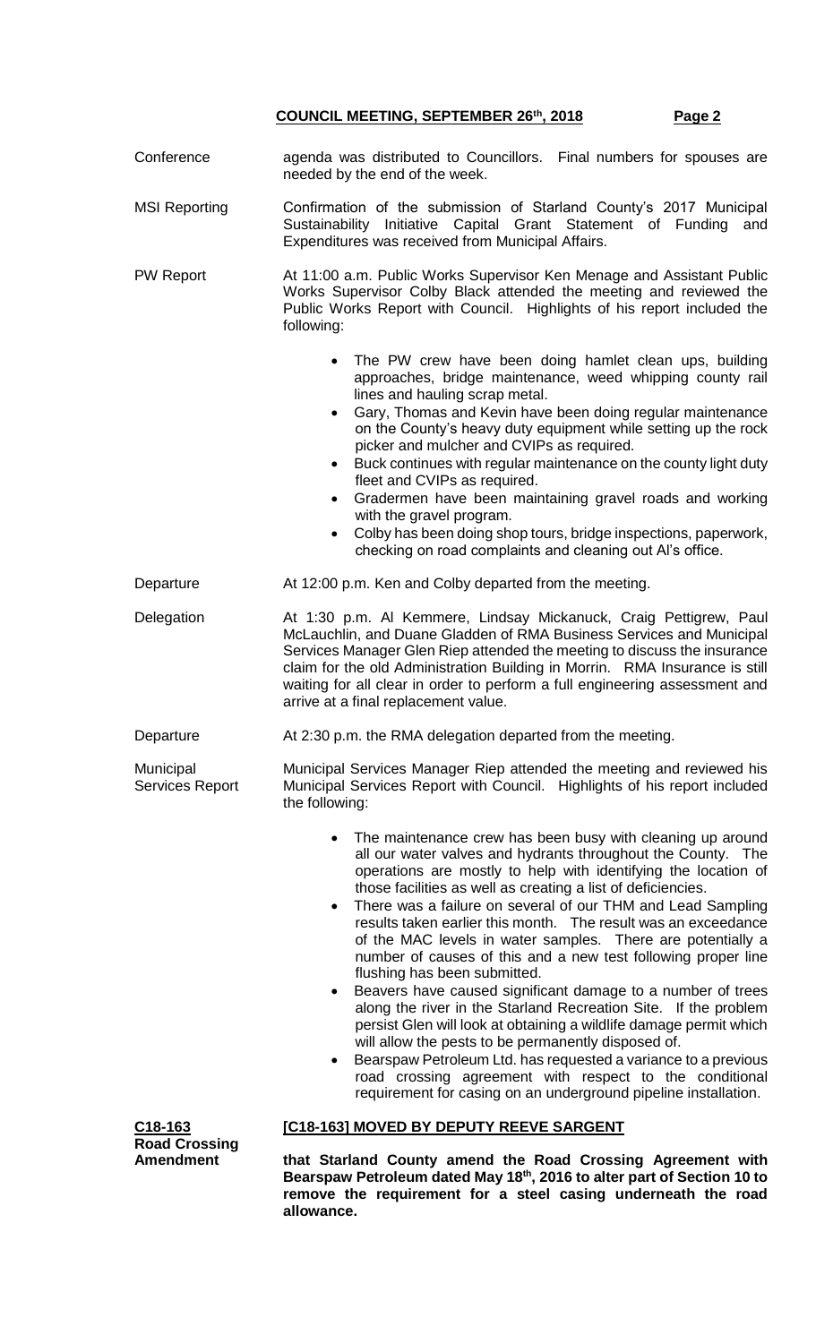**Conference** agenda was distributed to Councillors. Final numbers for spouses are needed by the end of the week.

**MSI Reporting** Confirmation of the submission of Starland County's 2017 Municipal Sustainability Initiative Capital Grant Statement of Funding and Expenditures was received from Municipal Affairs.

**PW Report** At 11:00 a.m. Public Works Supervisor Ken Menage and Assistant Public Works Supervisor Colby Black attended the meeting and reviewed the Public Works Report with Council. Highlights of his report included the following:

- The PW crew have been doing hamlet clean ups, building approaches, bridge maintenance, weed whipping county rail lines and hauling scrap metal.
- Gary, Thomas and Kevin have been doing regular maintenance on the County's heavy duty equipment while setting up the rock picker and mulcher and CVIPs as required.
- Buck continues with regular maintenance on the county light duty fleet and CVIPs as required.
- Gradermen have been maintaining gravel roads and working with the gravel program.
- Colby has been doing shop tours, bridge inspections, paperwork, checking on road complaints and cleaning out Al's office.

**Departure** At 12:00 p.m. Ken and Colby departed from the meeting.

**Delegation** At 1:30 p.m. Al Kemmere, Lindsay Mickanuck, Craig Pettigrew, Paul McLauchlin, and Duane Gladden of RMA Business Services and Municipal Services Manager Glen Riep attended the meeting to discuss the insurance claim for the old Administration Building in Morrin. RMA Insurance is still waiting for all clear in order to perform a full engineering assessment and arrive at a final replacement value.

**Departure** At 2:30 p.m. the RMA delegation departed from the meeting.

**Municipal Services Report** Municipal Services Manager Riep attended the meeting and reviewed his Municipal Services Report with Council. Highlights of his report included the following:

- The maintenance crew has been busy with cleaning up around all our water valves and hydrants throughout the County. The operations are mostly to help with identifying the location of those facilities as well as creating a list of deficiencies.
- There was a failure on several of our THM and Lead Sampling results taken earlier this month. The result was an exceedance of the MAC levels in water samples. There are potentially a number of causes of this and a new test following proper line flushing has been submitted.
- Beavers have caused significant damage to a number of trees along the river in the Starland Recreation Site. If the problem persist Glen will look at obtaining a wildlife damage permit which will allow the pests to be permanently disposed of.
- Bearspaw Petroleum Ltd. has requested a variance to a previous road crossing agreement with respect to the conditional requirement for casing on an underground pipeline installation.

**C18-163**
**Road Crossing Amendment**

**[C18-163] MOVED BY DEPUTY REEVE SARGENT**

**that Starland County amend the Road Crossing Agreement with Bearspaw Petroleum dated May 18th, 2016 to alter part of Section 10 to remove the requirement for a steel casing underneath the road allowance.**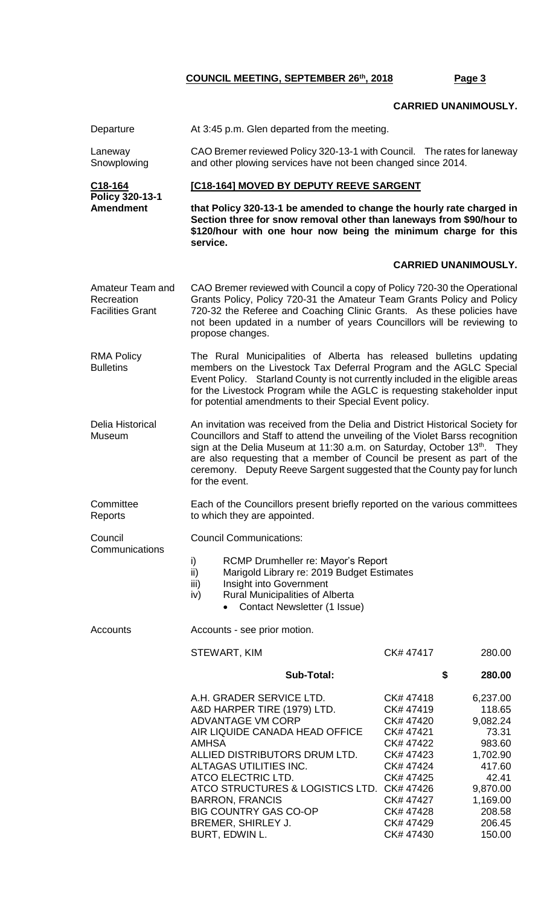**CARRIED UNANIMOUSLY.**

Departure — At 3:45 p.m. Glen departed from the meeting.

Laneway Snowplowing — CAO Bremer reviewed Policy 320-13-1 with Council. The rates for laneway and other plowing services have not been changed since 2014.

**C18-164 Policy 320-13-1 Amendment**

**[C18-164] MOVED BY DEPUTY REEVE SARGENT**

**that Policy 320-13-1 be amended to change the hourly rate charged in Section three for snow removal other than laneways from $90/hour to $120/hour with one hour now being the minimum charge for this service.**

**CARRIED UNANIMOUSLY.**

Amateur Team and Recreation Facilities Grant — CAO Bremer reviewed with Council a copy of Policy 720-30 the Operational Grants Policy, Policy 720-31 the Amateur Team Grants Policy and Policy 720-32 the Referee and Coaching Clinic Grants. As these policies have not been updated in a number of years Councillors will be reviewing to propose changes.

RMA Policy Bulletins — The Rural Municipalities of Alberta has released bulletins updating members on the Livestock Tax Deferral Program and the AGLC Special Event Policy. Starland County is not currently included in the eligible areas for the Livestock Program while the AGLC is requesting stakeholder input for potential amendments to their Special Event policy.

Delia Historical Museum — An invitation was received from the Delia and District Historical Society for Councillors and Staff to attend the unveiling of the Violet Barss recognition sign at the Delia Museum at 11:30 a.m. on Saturday, October 13th. They are also requesting that a member of Council be present as part of the ceremony. Deputy Reeve Sargent suggested that the County pay for lunch for the event.

Committee Reports — Each of the Councillors present briefly reported on the various committees to which they are appointed.

Council Communications — Council Communications:

i) RCMP Drumheller re: Mayor's Report
ii) Marigold Library re: 2019 Budget Estimates
iii) Insight into Government
iv) Rural Municipalities of Alberta
   - Contact Newsletter (1 Issue)

Accounts — Accounts - see prior motion.

| | | |
|---|---|---|
| STEWART, KIM | CK# 47417 | 280.00 |
| **Sub-Total:** | | **$ 280.00** |
| A.H. GRADER SERVICE LTD. | CK# 47418 | 6,237.00 |
| A&D HARPER TIRE (1979) LTD. | CK# 47419 | 118.65 |
| ADVANTAGE VM CORP | CK# 47420 | 9,082.24 |
| AIR LIQUIDE CANADA HEAD OFFICE | CK# 47421 | 73.31 |
| AMHSA | CK# 47422 | 983.60 |
| ALLIED DISTRIBUTORS DRUM LTD. | CK# 47423 | 1,702.90 |
| ALTAGAS UTILITIES INC. | CK# 47424 | 417.60 |
| ATCO ELECTRIC LTD. | CK# 47425 | 42.41 |
| ATCO STRUCTURES & LOGISTICS LTD. | CK# 47426 | 9,870.00 |
| BARRON, FRANCIS | CK# 47427 | 1,169.00 |
| BIG COUNTRY GAS CO-OP | CK# 47428 | 208.58 |
| BREMER, SHIRLEY J. | CK# 47429 | 206.45 |
| BURT, EDWIN L. | CK# 47430 | 150.00 |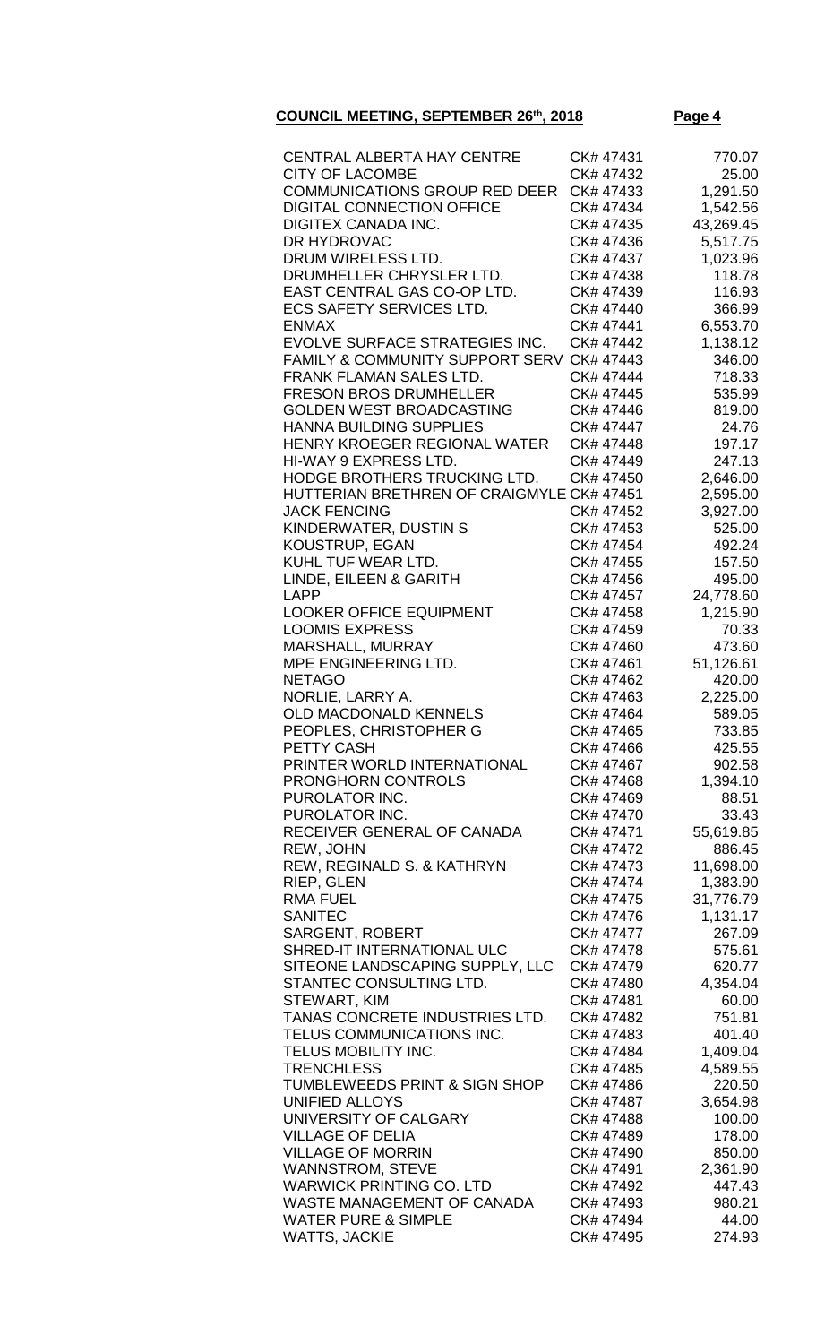| Payee | Cheque | Amount |
|---|---|---|
| CENTRAL ALBERTA HAY CENTRE | CK# 47431 | 770.07 |
| CITY OF LACOMBE | CK# 47432 | 25.00 |
| COMMUNICATIONS GROUP RED DEER | CK# 47433 | 1,291.50 |
| DIGITAL CONNECTION OFFICE | CK# 47434 | 1,542.56 |
| DIGITEX CANADA INC. | CK# 47435 | 43,269.45 |
| DR HYDROVAC | CK# 47436 | 5,517.75 |
| DRUM WIRELESS LTD. | CK# 47437 | 1,023.96 |
| DRUMHELLER CHRYSLER LTD. | CK# 47438 | 118.78 |
| EAST CENTRAL GAS CO-OP LTD. | CK# 47439 | 116.93 |
| ECS SAFETY SERVICES LTD. | CK# 47440 | 366.99 |
| ENMAX | CK# 47441 | 6,553.70 |
| EVOLVE SURFACE STRATEGIES INC. | CK# 47442 | 1,138.12 |
| FAMILY & COMMUNITY SUPPORT SERV | CK# 47443 | 346.00 |
| FRANK FLAMAN SALES LTD. | CK# 47444 | 718.33 |
| FRESON BROS DRUMHELLER | CK# 47445 | 535.99 |
| GOLDEN WEST BROADCASTING | CK# 47446 | 819.00 |
| HANNA BUILDING SUPPLIES | CK# 47447 | 24.76 |
| HENRY KROEGER REGIONAL WATER | CK# 47448 | 197.17 |
| HI-WAY 9 EXPRESS LTD. | CK# 47449 | 247.13 |
| HODGE BROTHERS TRUCKING LTD. | CK# 47450 | 2,646.00 |
| HUTTERIAN BRETHREN OF CRAIGMYLE | CK# 47451 | 2,595.00 |
| JACK FENCING | CK# 47452 | 3,927.00 |
| KINDERWATER, DUSTIN S | CK# 47453 | 525.00 |
| KOUSTRUP, EGAN | CK# 47454 | 492.24 |
| KUHL TUF WEAR LTD. | CK# 47455 | 157.50 |
| LINDE, EILEEN & GARITH | CK# 47456 | 495.00 |
| LAPP | CK# 47457 | 24,778.60 |
| LOOKER OFFICE EQUIPMENT | CK# 47458 | 1,215.90 |
| LOOMIS EXPRESS | CK# 47459 | 70.33 |
| MARSHALL, MURRAY | CK# 47460 | 473.60 |
| MPE ENGINEERING LTD. | CK# 47461 | 51,126.61 |
| NETAGO | CK# 47462 | 420.00 |
| NORLIE, LARRY A. | CK# 47463 | 2,225.00 |
| OLD MACDONALD KENNELS | CK# 47464 | 589.05 |
| PEOPLES, CHRISTOPHER G | CK# 47465 | 733.85 |
| PETTY CASH | CK# 47466 | 425.55 |
| PRINTER WORLD INTERNATIONAL | CK# 47467 | 902.58 |
| PRONGHORN CONTROLS | CK# 47468 | 1,394.10 |
| PUROLATOR INC. | CK# 47469 | 88.51 |
| PUROLATOR INC. | CK# 47470 | 33.43 |
| RECEIVER GENERAL OF CANADA | CK# 47471 | 55,619.85 |
| REW, JOHN | CK# 47472 | 886.45 |
| REW, REGINALD S. & KATHRYN | CK# 47473 | 11,698.00 |
| RIEP, GLEN | CK# 47474 | 1,383.90 |
| RMA FUEL | CK# 47475 | 31,776.79 |
| SANITEC | CK# 47476 | 1,131.17 |
| SARGENT, ROBERT | CK# 47477 | 267.09 |
| SHRED-IT INTERNATIONAL ULC | CK# 47478 | 575.61 |
| SITEONE LANDSCAPING SUPPLY, LLC | CK# 47479 | 620.77 |
| STANTEC CONSULTING LTD. | CK# 47480 | 4,354.04 |
| STEWART, KIM | CK# 47481 | 60.00 |
| TANAS CONCRETE INDUSTRIES LTD. | CK# 47482 | 751.81 |
| TELUS COMMUNICATIONS INC. | CK# 47483 | 401.40 |
| TELUS MOBILITY INC. | CK# 47484 | 1,409.04 |
| TRENCHLESS | CK# 47485 | 4,589.55 |
| TUMBLEWEEDS PRINT & SIGN SHOP | CK# 47486 | 220.50 |
| UNIFIED ALLOYS | CK# 47487 | 3,654.98 |
| UNIVERSITY OF CALGARY | CK# 47488 | 100.00 |
| VILLAGE OF DELIA | CK# 47489 | 178.00 |
| VILLAGE OF MORRIN | CK# 47490 | 850.00 |
| WANNSTROM, STEVE | CK# 47491 | 2,361.90 |
| WARWICK PRINTING CO. LTD | CK# 47492 | 447.43 |
| WASTE MANAGEMENT OF CANADA | CK# 47493 | 980.21 |
| WATER PURE & SIMPLE | CK# 47494 | 44.00 |
| WATTS, JACKIE | CK# 47495 | 274.93 |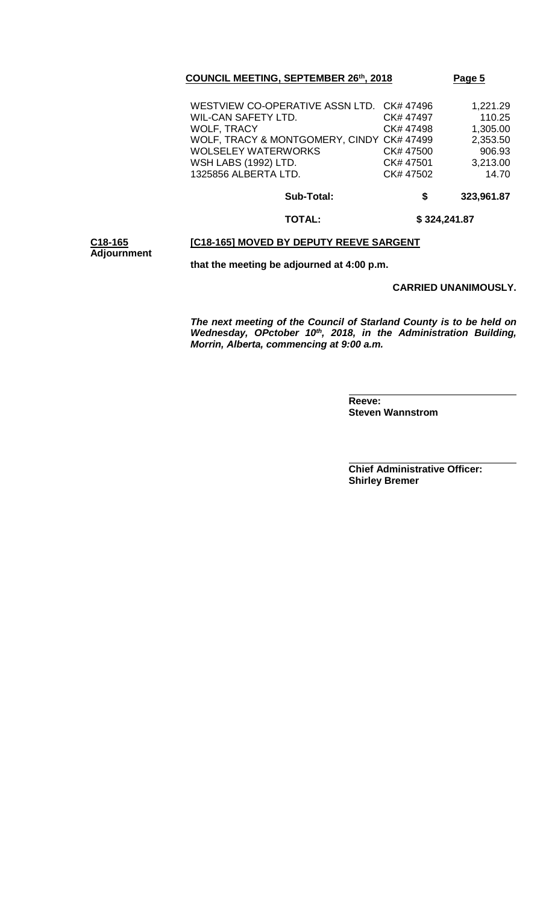| | | |
|---|---|---|
| WESTVIEW CO-OPERATIVE ASSN LTD. | CK# 47496 | 1,221.29 |
| WIL-CAN SAFETY LTD. | CK# 47497 | 110.25 |
| WOLF, TRACY | CK# 47498 | 1,305.00 |
| WOLF, TRACY & MONTGOMERY, CINDY | CK# 47499 | 2,353.50 |
| WOLSELEY WATERWORKS | CK# 47500 | 906.93 |
| WSH LABS (1992) LTD. | CK# 47501 | 3,213.00 |
| 1325856 ALBERTA LTD. | CK# 47502 | 14.70 |
| **Sub-Total:** | **$** | **323,961.87** |
| **TOTAL:** | | **$ 324,241.87** |

**C18-165**
**Adjournment**

**[C18-165] MOVED BY DEPUTY REEVE SARGENT**

**that the meeting be adjourned at 4:00 p.m.**

**CARRIED UNANIMOUSLY.**

***The next meeting of the Council of Starland County is to be held on Wednesday, OPctober 10th, 2018, in the Administration Building, Morrin, Alberta, commencing at 9:00 a.m.***

**Reeve:**
**Steven Wannstrom**

**Chief Administrative Officer:**
**Shirley Bremer**